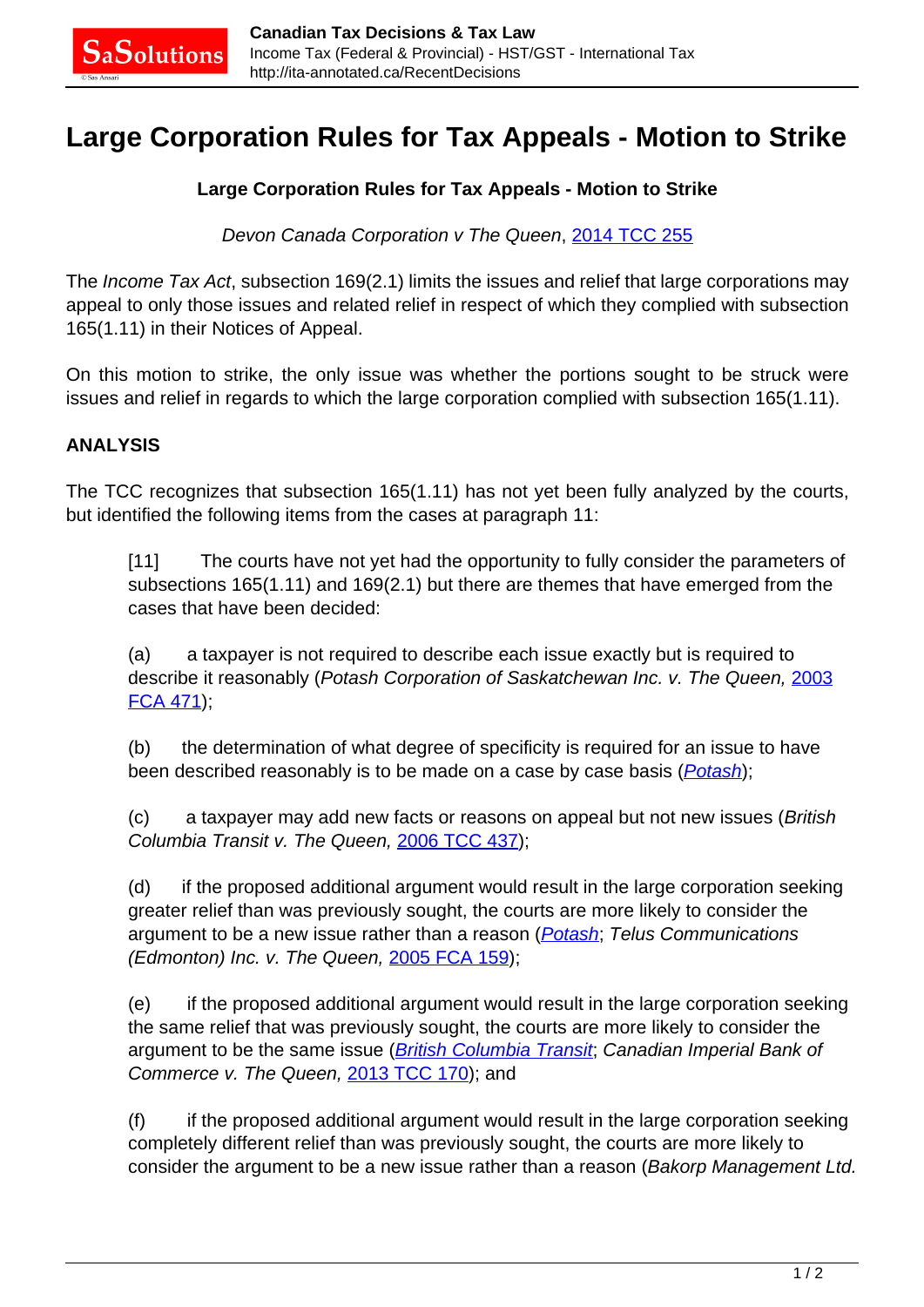# Large Corporation Rules for Tax Appeals - Motion to Strike

**Large Corporation Rules for Tax Appeals - Motion to Strike**

*Devon Canada Corporation v The Queen*, 2014 TCC 255

The *Income Tax Act*, subsection 169(2.1) limits the issues and relief that large corporations may appeal to only those issues and related relief in respect of which they complied with subsection 165(1.11) in their Notices of Appeal.

On this motion to strike, the only issue was whether the portions sought to be struck were issues and relief in regards to which the large corporation complied with subsection 165(1.11).

**ANALYSIS**

The TCC recognizes that subsection 165(1.11) has not yet been fully analyzed by the courts, but identified the following items from the cases at paragraph 11:

> [11] The courts have not yet had the opportunity to fully consider the parameters of subsections 165(1.11) and 169(2.1) but there are themes that have emerged from the cases that have been decided:
>
> (a) a taxpayer is not required to describe each issue exactly but is required to describe it reasonably (*Potash Corporation of Saskatchewan Inc. v. The Queen,* 2003 FCA 471);
>
> (b) the determination of what degree of specificity is required for an issue to have been described reasonably is to be made on a case by case basis (*Potash*);
>
> (c) a taxpayer may add new facts or reasons on appeal but not new issues (*British Columbia Transit v. The Queen,* 2006 TCC 437);
>
> (d) if the proposed additional argument would result in the large corporation seeking greater relief than was previously sought, the courts are more likely to consider the argument to be a new issue rather than a reason (*Potash*; *Telus Communications (Edmonton) Inc. v. The Queen,* 2005 FCA 159);
>
> (e) if the proposed additional argument would result in the large corporation seeking the same relief that was previously sought, the courts are more likely to consider the argument to be the same issue (*British Columbia Transit*; *Canadian Imperial Bank of Commerce v. The Queen,* 2013 TCC 170); and
>
> (f) if the proposed additional argument would result in the large corporation seeking completely different relief than was previously sought, the courts are more likely to consider the argument to be a new issue rather than a reason (*Bakorp Management Ltd.*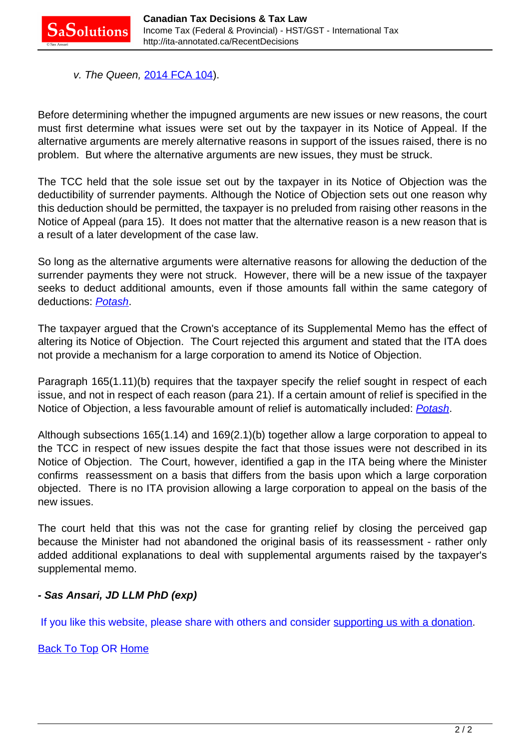*v. The Queen,* [2014 FCA 104]).

Before determining whether the impugned arguments are new issues or new reasons, the court must first determine what issues were set out by the taxpayer in its Notice of Appeal. If the alternative arguments are merely alternative reasons in support of the issues raised, there is no problem. But where the alternative arguments are new issues, they must be struck.

The TCC held that the sole issue set out by the taxpayer in its Notice of Objection was the deductibility of surrender payments. Although the Notice of Objection sets out one reason why this deduction should be permitted, the taxpayer is no preluded from raising other reasons in the Notice of Appeal (para 15). It does not matter that the alternative reason is a new reason that is a result of a later development of the case law.

So long as the alternative arguments were alternative reasons for allowing the deduction of the surrender payments they were not struck. However, there will be a new issue of the taxpayer seeks to deduct additional amounts, even if those amounts fall within the same category of deductions: *Potash*.

The taxpayer argued that the Crown's acceptance of its Supplemental Memo has the effect of altering its Notice of Objection. The Court rejected this argument and stated that the ITA does not provide a mechanism for a large corporation to amend its Notice of Objection.

Paragraph 165(1.11)(b) requires that the taxpayer specify the relief sought in respect of each issue, and not in respect of each reason (para 21). If a certain amount of relief is specified in the Notice of Objection, a less favourable amount of relief is automatically included: *Potash*.

Although subsections 165(1.14) and 169(2.1)(b) together allow a large corporation to appeal to the TCC in respect of new issues despite the fact that those issues were not described in its Notice of Objection. The Court, however, identified a gap in the ITA being where the Minister confirms reassessment on a basis that differs from the basis upon which a large corporation objected. There is no ITA provision allowing a large corporation to appeal on the basis of the new issues.

The court held that this was not the case for granting relief by closing the perceived gap because the Minister had not abandoned the original basis of its reassessment - rather only added additional explanations to deal with supplemental arguments raised by the taxpayer's supplemental memo.

***- Sas Ansari, JD LLM PhD (exp)***

If you like this website, please share with others and consider supporting us with a donation.

Back To Top OR Home